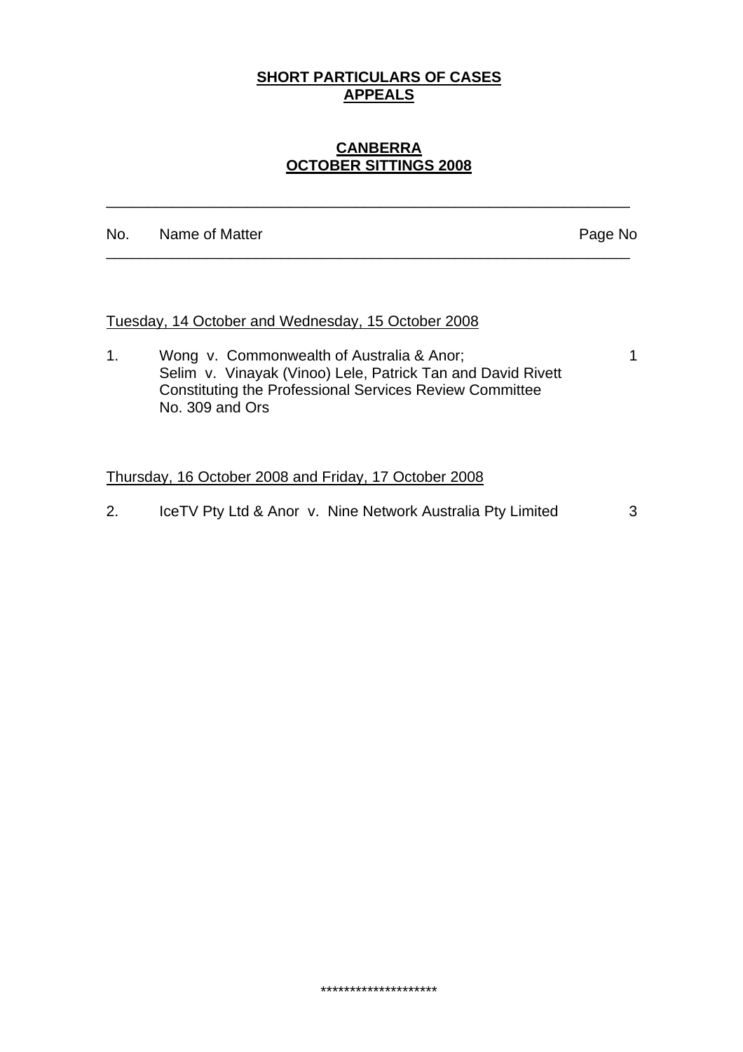**SHORT PARTICULARS OF CASES**
**APPEALS**

**CANBERRA**
**OCTOBER SITTINGS 2008**

| No. | Name of Matter | Page No |
|---|---|---|
| | Tuesday, 14 October and Wednesday, 15 October 2008 | |
| 1. | Wong v. Commonwealth of Australia & Anor; Selim v. Vinayak (Vinoo) Lele, Patrick Tan and David Rivett Constituting the Professional Services Review Committee No. 309 and Ors | 1 |
| | Thursday, 16 October 2008 and Friday, 17 October 2008 | |
| 2. | IceTV Pty Ltd & Anor v. Nine Network Australia Pty Limited | 3 |

********************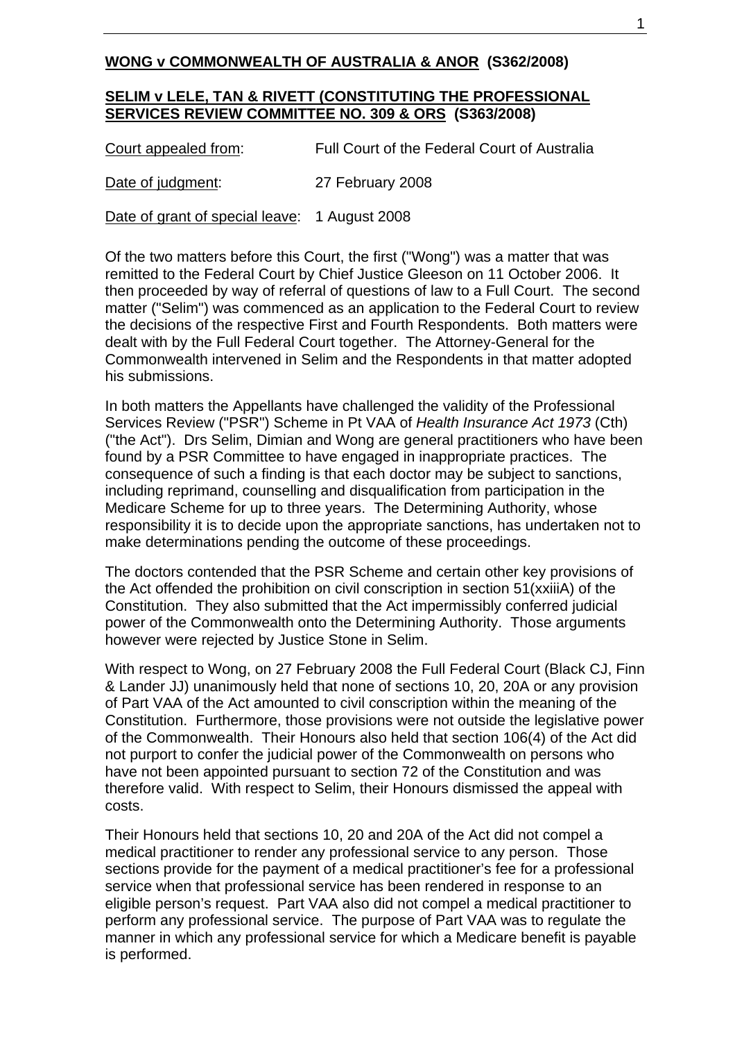**WONG v COMMONWEALTH OF AUSTRALIA & ANOR (S362/2008)**

**SELIM v LELE, TAN & RIVETT (CONSTITUTING THE PROFESSIONAL SERVICES REVIEW COMMITTEE NO. 309 & ORS (S363/2008)**

Court appealed from: Full Court of the Federal Court of Australia

Date of judgment: 27 February 2008

Date of grant of special leave: 1 August 2008

Of the two matters before this Court, the first ("Wong") was a matter that was remitted to the Federal Court by Chief Justice Gleeson on 11 October 2006. It then proceeded by way of referral of questions of law to a Full Court. The second matter ("Selim") was commenced as an application to the Federal Court to review the decisions of the respective First and Fourth Respondents. Both matters were dealt with by the Full Federal Court together. The Attorney-General for the Commonwealth intervened in Selim and the Respondents in that matter adopted his submissions.

In both matters the Appellants have challenged the validity of the Professional Services Review ("PSR") Scheme in Pt VAA of *Health Insurance Act 1973* (Cth) ("the Act"). Drs Selim, Dimian and Wong are general practitioners who have been found by a PSR Committee to have engaged in inappropriate practices. The consequence of such a finding is that each doctor may be subject to sanctions, including reprimand, counselling and disqualification from participation in the Medicare Scheme for up to three years. The Determining Authority, whose responsibility it is to decide upon the appropriate sanctions, has undertaken not to make determinations pending the outcome of these proceedings.

The doctors contended that the PSR Scheme and certain other key provisions of the Act offended the prohibition on civil conscription in section 51(xxiiiA) of the Constitution. They also submitted that the Act impermissibly conferred judicial power of the Commonwealth onto the Determining Authority. Those arguments however were rejected by Justice Stone in Selim.

With respect to Wong, on 27 February 2008 the Full Federal Court (Black CJ, Finn & Lander JJ) unanimously held that none of sections 10, 20, 20A or any provision of Part VAA of the Act amounted to civil conscription within the meaning of the Constitution. Furthermore, those provisions were not outside the legislative power of the Commonwealth. Their Honours also held that section 106(4) of the Act did not purport to confer the judicial power of the Commonwealth on persons who have not been appointed pursuant to section 72 of the Constitution and was therefore valid. With respect to Selim, their Honours dismissed the appeal with costs.

Their Honours held that sections 10, 20 and 20A of the Act did not compel a medical practitioner to render any professional service to any person. Those sections provide for the payment of a medical practitioner's fee for a professional service when that professional service has been rendered in response to an eligible person's request. Part VAA also did not compel a medical practitioner to perform any professional service. The purpose of Part VAA was to regulate the manner in which any professional service for which a Medicare benefit is payable is performed.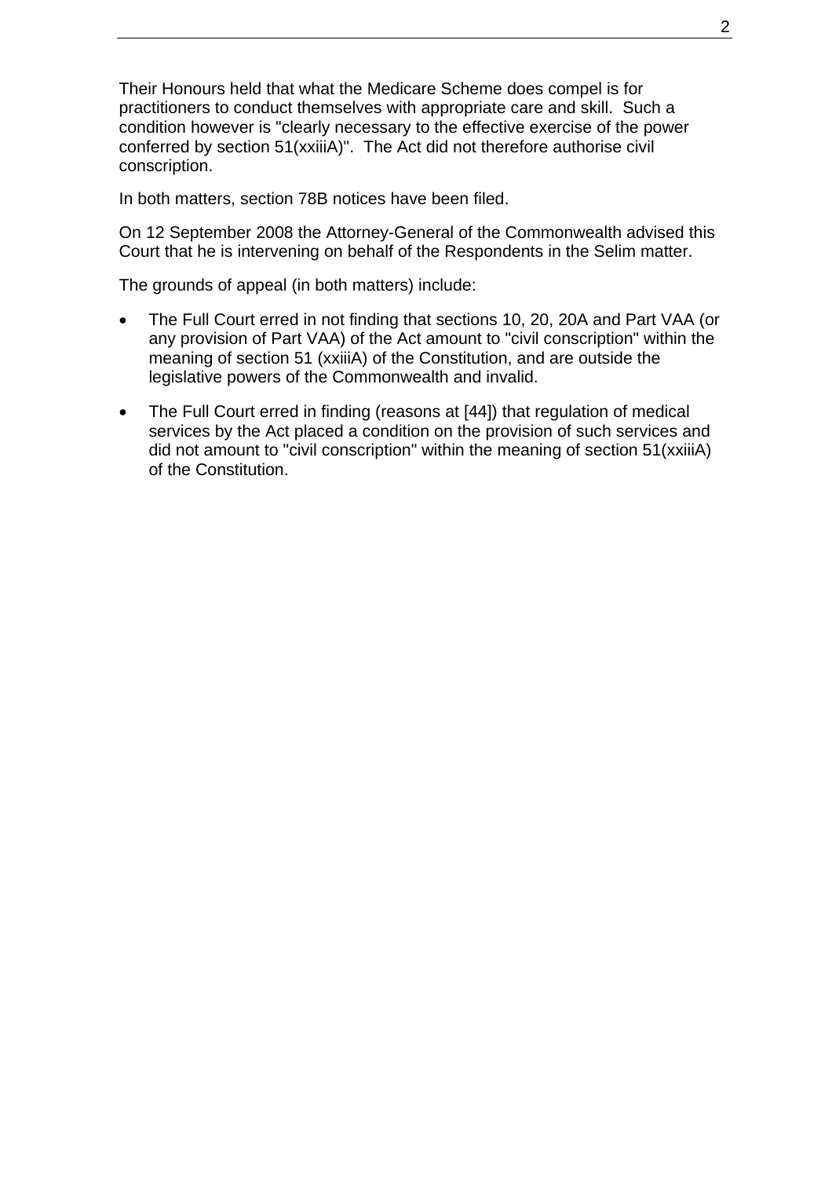Their Honours held that what the Medicare Scheme does compel is for practitioners to conduct themselves with appropriate care and skill. Such a condition however is "clearly necessary to the effective exercise of the power conferred by section 51(xxiiiA)". The Act did not therefore authorise civil conscription.

In both matters, section 78B notices have been filed.

On 12 September 2008 the Attorney-General of the Commonwealth advised this Court that he is intervening on behalf of the Respondents in the Selim matter.

The grounds of appeal (in both matters) include:

- The Full Court erred in not finding that sections 10, 20, 20A and Part VAA (or any provision of Part VAA) of the Act amount to "civil conscription" within the meaning of section 51 (xxiiiA) of the Constitution, and are outside the legislative powers of the Commonwealth and invalid.
- The Full Court erred in finding (reasons at [44]) that regulation of medical services by the Act placed a condition on the provision of such services and did not amount to "civil conscription" within the meaning of section 51(xxiiiA) of the Constitution.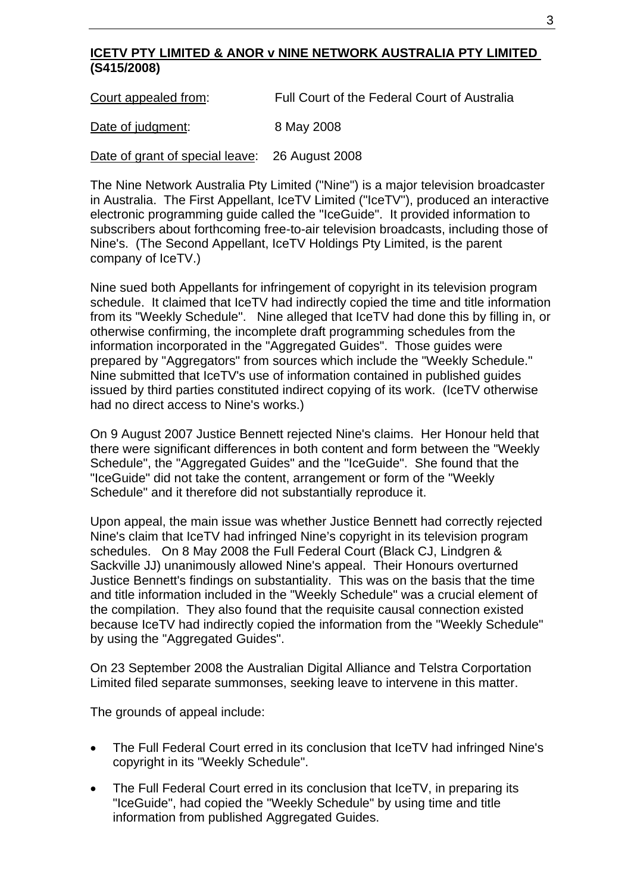**ICETV PTY LIMITED & ANOR v NINE NETWORK AUSTRALIA PTY LIMITED (S415/2008)**

Court appealed from: Full Court of the Federal Court of Australia

Date of judgment: 8 May 2008

Date of grant of special leave: 26 August 2008

The Nine Network Australia Pty Limited ("Nine") is a major television broadcaster in Australia. The First Appellant, IceTV Limited ("IceTV"), produced an interactive electronic programming guide called the "IceGuide". It provided information to subscribers about forthcoming free-to-air television broadcasts, including those of Nine's. (The Second Appellant, IceTV Holdings Pty Limited, is the parent company of IceTV.)

Nine sued both Appellants for infringement of copyright in its television program schedule. It claimed that IceTV had indirectly copied the time and title information from its "Weekly Schedule". Nine alleged that IceTV had done this by filling in, or otherwise confirming, the incomplete draft programming schedules from the information incorporated in the "Aggregated Guides". Those guides were prepared by "Aggregators" from sources which include the "Weekly Schedule." Nine submitted that IceTV's use of information contained in published guides issued by third parties constituted indirect copying of its work. (IceTV otherwise had no direct access to Nine's works.)

On 9 August 2007 Justice Bennett rejected Nine's claims. Her Honour held that there were significant differences in both content and form between the "Weekly Schedule", the "Aggregated Guides" and the "IceGuide". She found that the "IceGuide" did not take the content, arrangement or form of the "Weekly Schedule" and it therefore did not substantially reproduce it.

Upon appeal, the main issue was whether Justice Bennett had correctly rejected Nine's claim that IceTV had infringed Nine's copyright in its television program schedules. On 8 May 2008 the Full Federal Court (Black CJ, Lindgren & Sackville JJ) unanimously allowed Nine's appeal. Their Honours overturned Justice Bennett's findings on substantiality. This was on the basis that the time and title information included in the "Weekly Schedule" was a crucial element of the compilation. They also found that the requisite causal connection existed because IceTV had indirectly copied the information from the "Weekly Schedule" by using the "Aggregated Guides".

On 23 September 2008 the Australian Digital Alliance and Telstra Corportation Limited filed separate summonses, seeking leave to intervene in this matter.

The grounds of appeal include:

- The Full Federal Court erred in its conclusion that IceTV had infringed Nine's copyright in its "Weekly Schedule".
- The Full Federal Court erred in its conclusion that IceTV, in preparing its "IceGuide", had copied the "Weekly Schedule" by using time and title information from published Aggregated Guides.